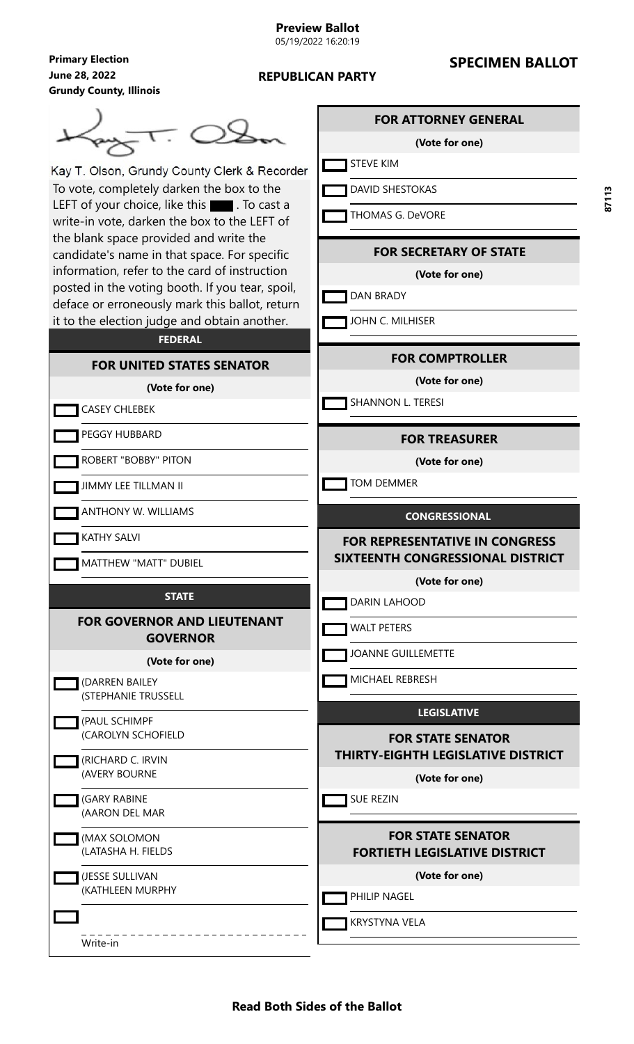**Preview Ballot**
05/19/2022 16:20:19

**Primary Election**
**June 28, 2022**
**Grundy County, Illinois**

**REPUBLICAN PARTY**

## SPECIMEN BALLOT

87113

Kay T. Olson, Grundy County Clerk & Recorder

To vote, completely darken the box to the LEFT of your choice, like this ▬. To cast a write-in vote, darken the box to the LEFT of the blank space provided and write the candidate's name in that space. For specific information, refer to the card of instruction posted in the voting booth. If you tear, spoil, deface or erroneously mark this ballot, return it to the election judge and obtain another.

### FEDERAL

#### FOR UNITED STATES SENATOR

**(Vote for one)**

- ☐ CASEY CHLEBEK
- ☐ PEGGY HUBBARD
- ☐ ROBERT "BOBBY" PITON
- ☐ JIMMY LEE TILLMAN II
- ☐ ANTHONY W. WILLIAMS
- ☐ KATHY SALVI
- ☐ MATTHEW "MATT" DUBIEL

### STATE

#### FOR GOVERNOR AND LIEUTENANT GOVERNOR

**(Vote for one)**

- ☐ (DARREN BAILEY (STEPHANIE TRUSSELL
- ☐ (PAUL SCHIMPF (CAROLYN SCHOFIELD
- ☐ (RICHARD C. IRVIN (AVERY BOURNE
- ☐ (GARY RABINE (AARON DEL MAR
- ☐ (MAX SOLOMON (LATASHA H. FIELDS
- ☐ (JESSE SULLIVAN (KATHLEEN MURPHY
- ☐ ________________ Write-in

#### FOR ATTORNEY GENERAL

**(Vote for one)**

- ☐ STEVE KIM
- ☐ DAVID SHESTOKAS
- ☐ THOMAS G. DeVORE

#### FOR SECRETARY OF STATE

**(Vote for one)**

- ☐ DAN BRADY
- ☐ JOHN C. MILHISER

#### FOR COMPTROLLER

**(Vote for one)**

- ☐ SHANNON L. TERESI

#### FOR TREASURER

**(Vote for one)**

- ☐ TOM DEMMER

### CONGRESSIONAL

#### FOR REPRESENTATIVE IN CONGRESS SIXTEENTH CONGRESSIONAL DISTRICT

**(Vote for one)**

- ☐ DARIN LAHOOD
- ☐ WALT PETERS
- ☐ JOANNE GUILLEMETTE
- ☐ MICHAEL REBRESH

### LEGISLATIVE

#### FOR STATE SENATOR THIRTY-EIGHTH LEGISLATIVE DISTRICT

**(Vote for one)**

- ☐ SUE REZIN

#### FOR STATE SENATOR FORTIETH LEGISLATIVE DISTRICT

**(Vote for one)**

- ☐ PHILIP NAGEL
- ☐ KRYSTYNA VELA

**Read Both Sides of the Ballot**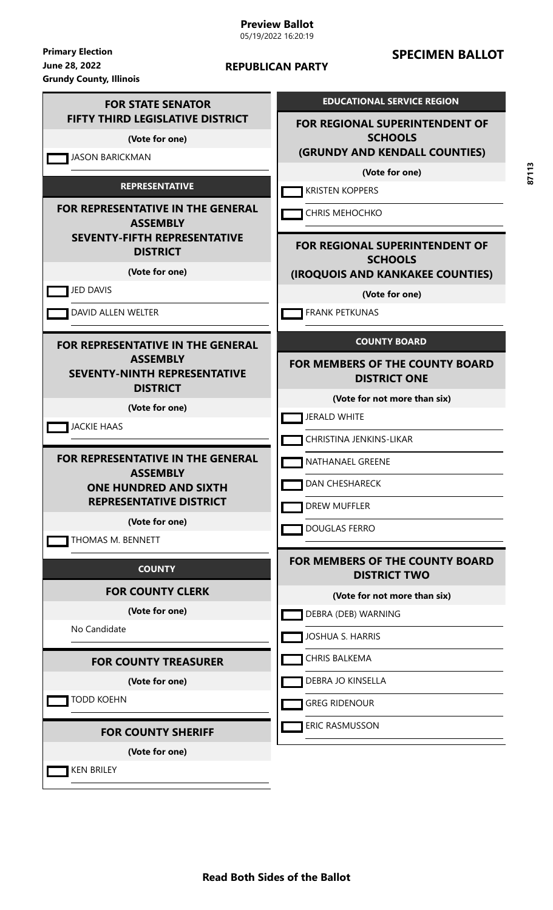**Preview Ballot**
05/19/2022 16:20:19

**Primary Election**
**June 28, 2022**
**Grundy County, Illinois**

**REPUBLICAN PARTY**

## SPECIMEN BALLOT

87113

### FOR STATE SENATOR
### FIFTY THIRD LEGISLATIVE DISTRICT

**(Vote for one)**

- JASON BARICKMAN

## REPRESENTATIVE

### FOR REPRESENTATIVE IN THE GENERAL ASSEMBLY
### SEVENTY-FIFTH REPRESENTATIVE DISTRICT

**(Vote for one)**

- JED DAVIS
- DAVID ALLEN WELTER

### FOR REPRESENTATIVE IN THE GENERAL ASSEMBLY
### SEVENTY-NINTH REPRESENTATIVE DISTRICT

**(Vote for one)**

- JACKIE HAAS

### FOR REPRESENTATIVE IN THE GENERAL ASSEMBLY
### ONE HUNDRED AND SIXTH REPRESENTATIVE DISTRICT

**(Vote for one)**

- THOMAS M. BENNETT

## COUNTY

### FOR COUNTY CLERK

**(Vote for one)**

No Candidate

### FOR COUNTY TREASURER

**(Vote for one)**

- TODD KOEHN

### FOR COUNTY SHERIFF

**(Vote for one)**

- KEN BRILEY

## EDUCATIONAL SERVICE REGION

### FOR REGIONAL SUPERINTENDENT OF SCHOOLS
### (GRUNDY AND KENDALL COUNTIES)

**(Vote for one)**

- KRISTEN KOPPERS
- CHRIS MEHOCHKO

### FOR REGIONAL SUPERINTENDENT OF SCHOOLS
### (IROQUOIS AND KANKAKEE COUNTIES)

**(Vote for one)**

- FRANK PETKUNAS

## COUNTY BOARD

### FOR MEMBERS OF THE COUNTY BOARD
### DISTRICT ONE

**(Vote for not more than six)**

- JERALD WHITE
- CHRISTINA JENKINS-LIKAR
- NATHANAEL GREENE
- DAN CHESHARECK
- DREW MUFFLER
- DOUGLAS FERRO

### FOR MEMBERS OF THE COUNTY BOARD
### DISTRICT TWO

**(Vote for not more than six)**

- DEBRA (DEB) WARNING
- JOSHUA S. HARRIS
- CHRIS BALKEMA
- DEBRA JO KINSELLA
- GREG RIDENOUR
- ERIC RASMUSSON

**Read Both Sides of the Ballot**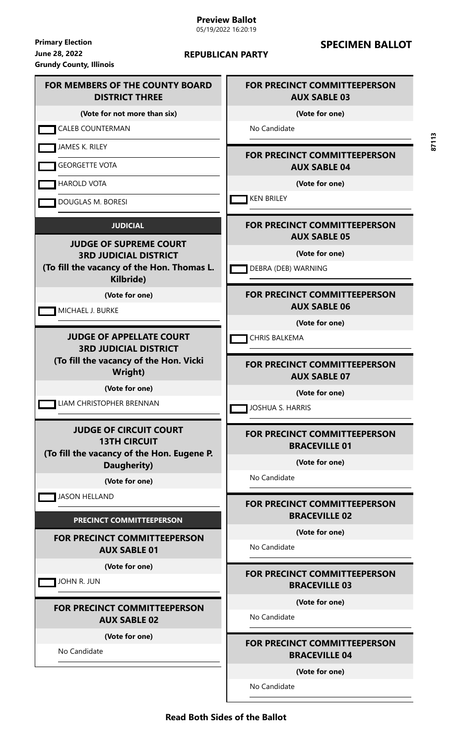**Preview Ballot**
05/19/2022 16:20:19

**Primary Election**
**June 28, 2022**
**Grundy County, Illinois**

**REPUBLICAN PARTY**

## SPECIMEN BALLOT

87113

### FOR MEMBERS OF THE COUNTY BOARD DISTRICT THREE

**(Vote for not more than six)**

- CALEB COUNTERMAN
- JAMES K. RILEY
- GEORGETTE VOTA
- HAROLD VOTA
- DOUGLAS M. BORESI

## JUDICIAL

### JUDGE OF SUPREME COURT 3RD JUDICIAL DISTRICT (To fill the vacancy of the Hon. Thomas L. Kilbride)

**(Vote for one)**

- MICHAEL J. BURKE

### JUDGE OF APPELLATE COURT 3RD JUDICIAL DISTRICT (To fill the vacancy of the Hon. Vicki Wright)

**(Vote for one)**

- LIAM CHRISTOPHER BRENNAN

### JUDGE OF CIRCUIT COURT 13TH CIRCUIT (To fill the vacancy of the Hon. Eugene P. Daugherity)

**(Vote for one)**

- JASON HELLAND

## PRECINCT COMMITTEEPERSON

### FOR PRECINCT COMMITTEEPERSON AUX SABLE 01

**(Vote for one)**

- JOHN R. JUN

### FOR PRECINCT COMMITTEEPERSON AUX SABLE 02

**(Vote for one)**

No Candidate

### FOR PRECINCT COMMITTEEPERSON AUX SABLE 03

**(Vote for one)**

No Candidate

### FOR PRECINCT COMMITTEEPERSON AUX SABLE 04

**(Vote for one)**

- KEN BRILEY

### FOR PRECINCT COMMITTEEPERSON AUX SABLE 05

**(Vote for one)**

- DEBRA (DEB) WARNING

### FOR PRECINCT COMMITTEEPERSON AUX SABLE 06

**(Vote for one)**

- CHRIS BALKEMA

### FOR PRECINCT COMMITTEEPERSON AUX SABLE 07

**(Vote for one)**

- JOSHUA S. HARRIS

### FOR PRECINCT COMMITTEEPERSON BRACEVILLE 01

**(Vote for one)**

No Candidate

### FOR PRECINCT COMMITTEEPERSON BRACEVILLE 02

**(Vote for one)**

No Candidate

### FOR PRECINCT COMMITTEEPERSON BRACEVILLE 03

**(Vote for one)**

No Candidate

### FOR PRECINCT COMMITTEEPERSON BRACEVILLE 04

**(Vote for one)**

No Candidate

**Read Both Sides of the Ballot**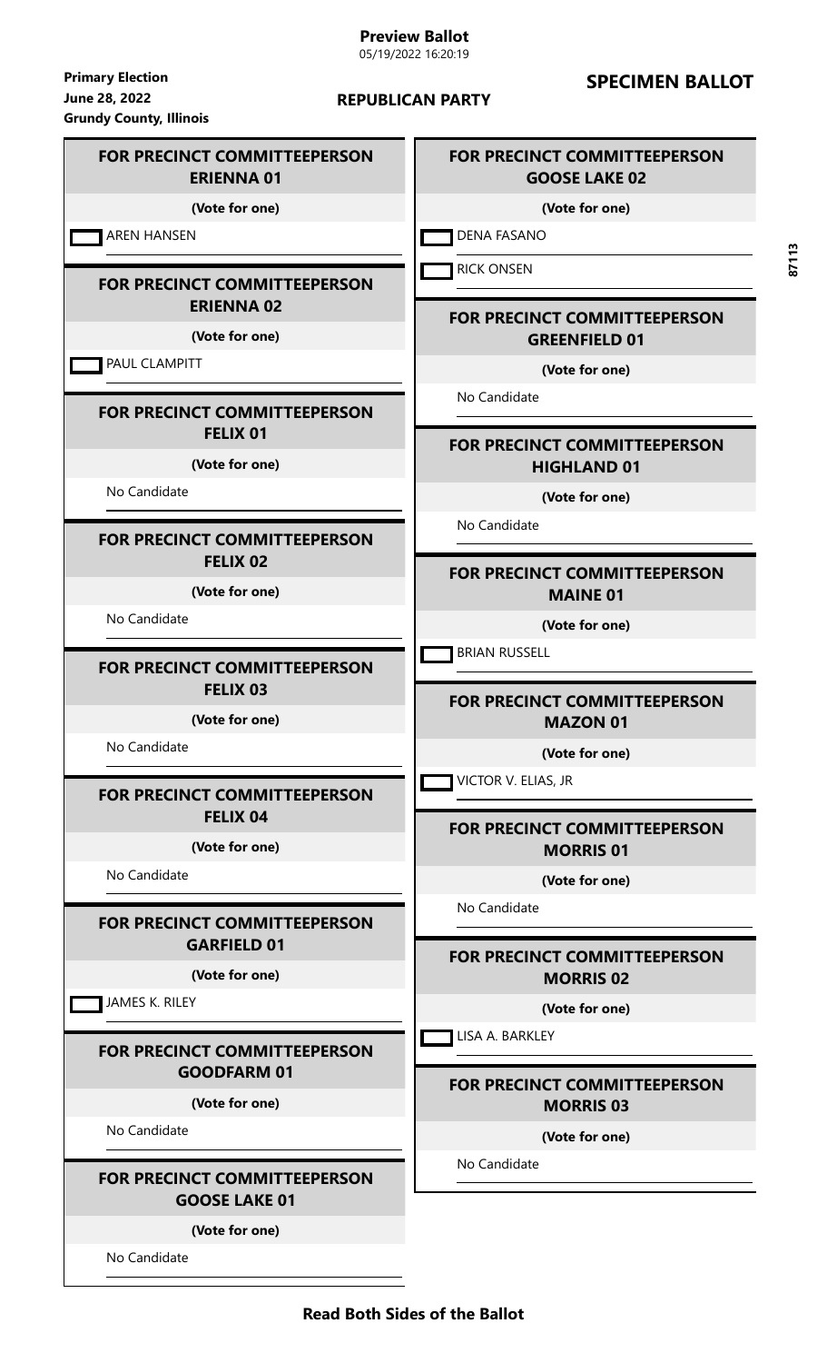**Preview Ballot**
05/19/2022 16:20:19

**Primary Election**
**June 28, 2022**
**Grundy County, Illinois**

**REPUBLICAN PARTY**

## SPECIMEN BALLOT

87113

### FOR PRECINCT COMMITTEEPERSON ERIENNA 01

**(Vote for one)**

- [ ] AREN HANSEN

### FOR PRECINCT COMMITTEEPERSON ERIENNA 02

**(Vote for one)**

- [ ] PAUL CLAMPITT

### FOR PRECINCT COMMITTEEPERSON FELIX 01

**(Vote for one)**

No Candidate

### FOR PRECINCT COMMITTEEPERSON FELIX 02

**(Vote for one)**

No Candidate

### FOR PRECINCT COMMITTEEPERSON FELIX 03

**(Vote for one)**

No Candidate

### FOR PRECINCT COMMITTEEPERSON FELIX 04

**(Vote for one)**

No Candidate

### FOR PRECINCT COMMITTEEPERSON GARFIELD 01

**(Vote for one)**

- [ ] JAMES K. RILEY

### FOR PRECINCT COMMITTEEPERSON GOODFARM 01

**(Vote for one)**

No Candidate

### FOR PRECINCT COMMITTEEPERSON GOOSE LAKE 01

**(Vote for one)**

No Candidate

### FOR PRECINCT COMMITTEEPERSON GOOSE LAKE 02

**(Vote for one)**

- [ ] DENA FASANO
- [ ] RICK ONSEN

### FOR PRECINCT COMMITTEEPERSON GREENFIELD 01

**(Vote for one)**

No Candidate

### FOR PRECINCT COMMITTEEPERSON HIGHLAND 01

**(Vote for one)**

No Candidate

### FOR PRECINCT COMMITTEEPERSON MAINE 01

**(Vote for one)**

- [ ] BRIAN RUSSELL

### FOR PRECINCT COMMITTEEPERSON MAZON 01

**(Vote for one)**

- [ ] VICTOR V. ELIAS, JR

### FOR PRECINCT COMMITTEEPERSON MORRIS 01

**(Vote for one)**

No Candidate

### FOR PRECINCT COMMITTEEPERSON MORRIS 02

**(Vote for one)**

- [ ] LISA A. BARKLEY

### FOR PRECINCT COMMITTEEPERSON MORRIS 03

**(Vote for one)**

No Candidate

**Read Both Sides of the Ballot**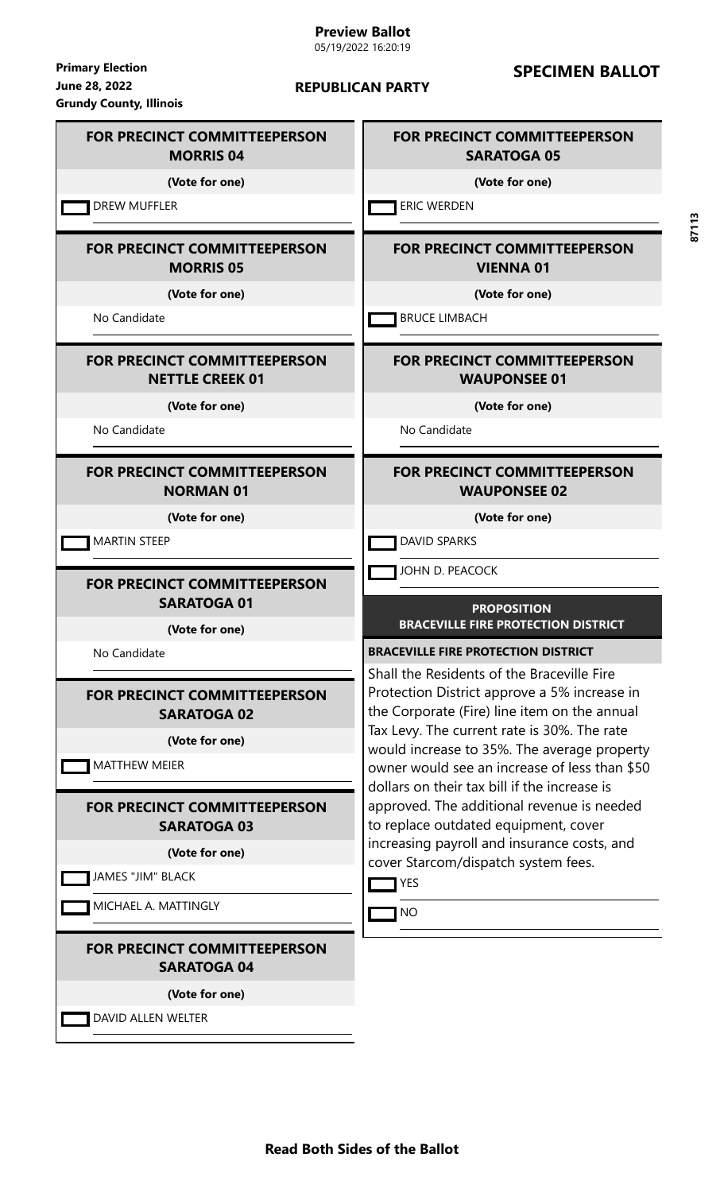**Preview Ballot**
05/19/2022 16:20:19

**Primary Election**
**June 28, 2022**
**Grundy County, Illinois**

**REPUBLICAN PARTY**

**SPECIMEN BALLOT**

87113

### FOR PRECINCT COMMITTEEPERSON MORRIS 04

**(Vote for one)**

- [ ] DREW MUFFLER

### FOR PRECINCT COMMITTEEPERSON MORRIS 05

**(Vote for one)**

No Candidate

### FOR PRECINCT COMMITTEEPERSON NETTLE CREEK 01

**(Vote for one)**

No Candidate

### FOR PRECINCT COMMITTEEPERSON NORMAN 01

**(Vote for one)**

- [ ] MARTIN STEEP

### FOR PRECINCT COMMITTEEPERSON SARATOGA 01

**(Vote for one)**

No Candidate

### FOR PRECINCT COMMITTEEPERSON SARATOGA 02

**(Vote for one)**

- [ ] MATTHEW MEIER

### FOR PRECINCT COMMITTEEPERSON SARATOGA 03

**(Vote for one)**

- [ ] JAMES "JIM" BLACK
- [ ] MICHAEL A. MATTINGLY

### FOR PRECINCT COMMITTEEPERSON SARATOGA 04

**(Vote for one)**

- [ ] DAVID ALLEN WELTER

### FOR PRECINCT COMMITTEEPERSON SARATOGA 05

**(Vote for one)**

- [ ] ERIC WERDEN

### FOR PRECINCT COMMITTEEPERSON VIENNA 01

**(Vote for one)**

- [ ] BRUCE LIMBACH

### FOR PRECINCT COMMITTEEPERSON WAUPONSEE 01

**(Vote for one)**

No Candidate

### FOR PRECINCT COMMITTEEPERSON WAUPONSEE 02

**(Vote for one)**

- [ ] DAVID SPARKS
- [ ] JOHN D. PEACOCK

### PROPOSITION BRACEVILLE FIRE PROTECTION DISTRICT

**BRACEVILLE FIRE PROTECTION DISTRICT**

Shall the Residents of the Braceville Fire Protection District approve a 5% increase in the Corporate (Fire) line item on the annual Tax Levy. The current rate is 30%. The rate would increase to 35%. The average property owner would see an increase of less than $50 dollars on their tax bill if the increase is approved. The additional revenue is needed to replace outdated equipment, cover increasing payroll and insurance costs, and cover Starcom/dispatch system fees.

- [ ] YES
- [ ] NO

**Read Both Sides of the Ballot**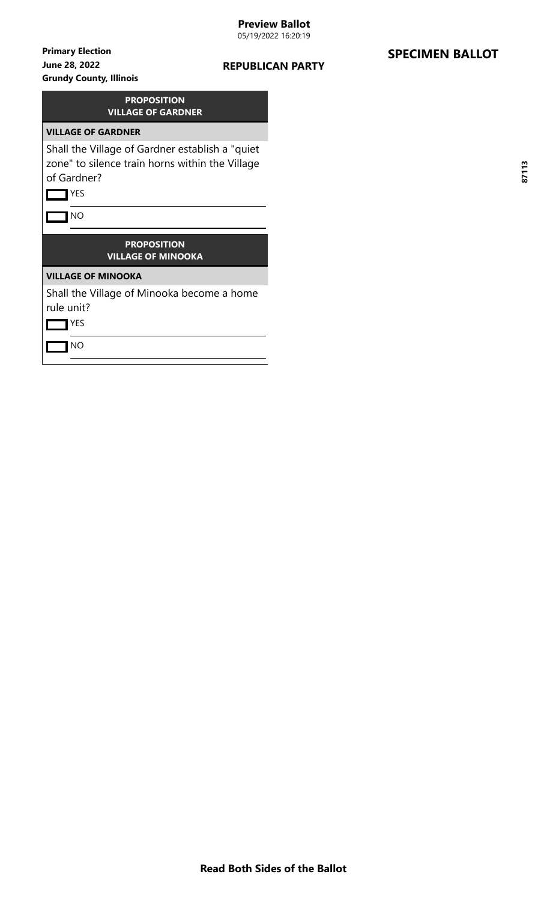**Preview Ballot**
05/19/2022 16:20:19

**Primary Election**
**June 28, 2022**
**Grundy County, Illinois**

**REPUBLICAN PARTY**

## SPECIMEN BALLOT

87113

### PROPOSITION VILLAGE OF GARDNER

**VILLAGE OF GARDNER**

Shall the Village of Gardner establish a "quiet zone" to silence train horns within the Village of Gardner?

- [ ] YES
- [ ] NO

### PROPOSITION VILLAGE OF MINOOKA

**VILLAGE OF MINOOKA**

Shall the Village of Minooka become a home rule unit?

- [ ] YES
- [ ] NO

**Read Both Sides of the Ballot**